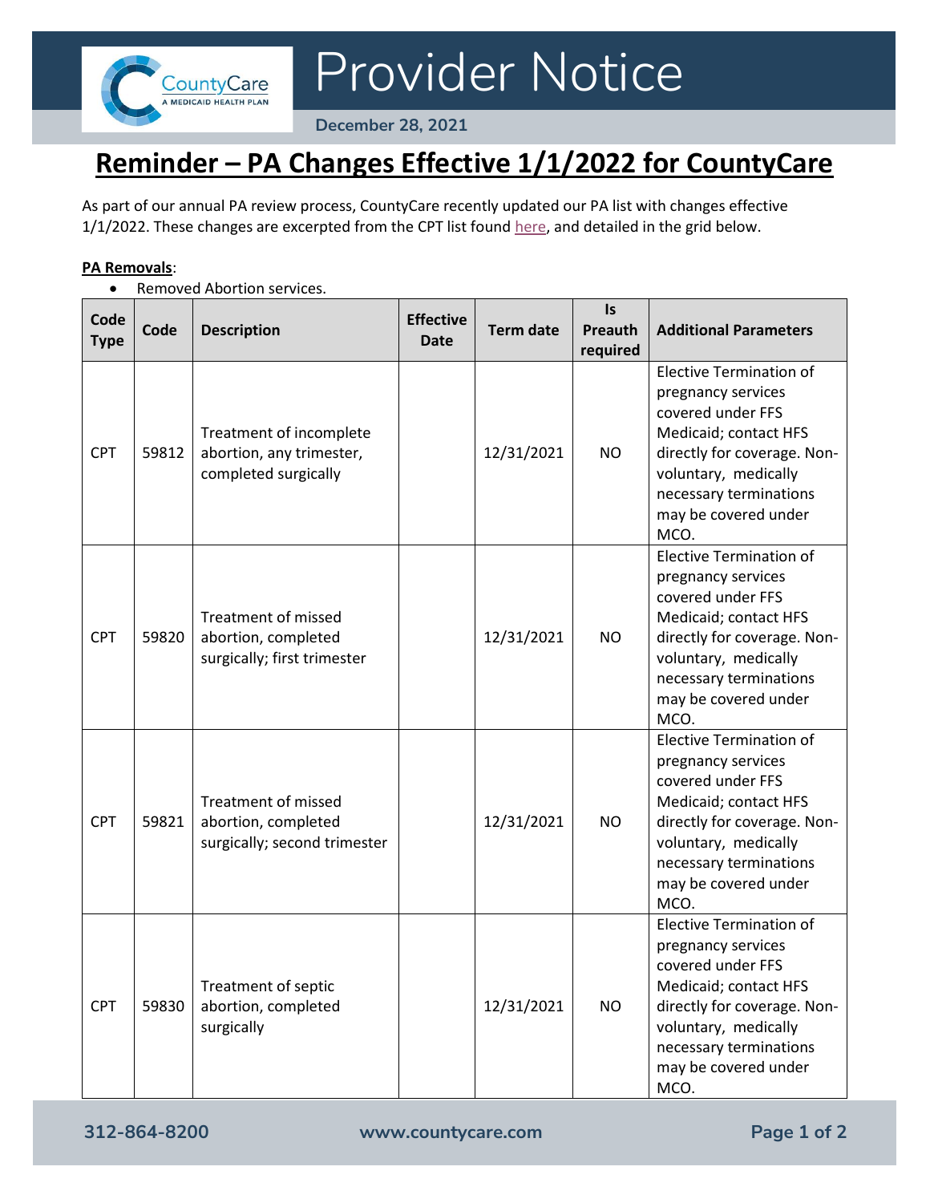# Provider Notice

**December 28, 2021**

## Reminder – PA Changes Effective 1/1/2022 for CountyCare

As part of our annual PA review process, CountyCare recently updated our PA list with changes effective 1/1/2022. These changes are excerpted from the CPT list found here, and detailed in the grid below.

**PA Removals**:

- Removed Abortion services.

| Code Type | Code | Description | Effective Date | Term date | Is Preauth required | Additional Parameters |
|---|---|---|---|---|---|---|
| CPT | 59812 | Treatment of incomplete abortion, any trimester, completed surgically | | 12/31/2021 | NO | Elective Termination of pregnancy services covered under FFS Medicaid; contact HFS directly for coverage. Non-voluntary, medically necessary terminations may be covered under MCO. |
| CPT | 59820 | Treatment of missed abortion, completed surgically; first trimester | | 12/31/2021 | NO | Elective Termination of pregnancy services covered under FFS Medicaid; contact HFS directly for coverage. Non-voluntary, medically necessary terminations may be covered under MCO. |
| CPT | 59821 | Treatment of missed abortion, completed surgically; second trimester | | 12/31/2021 | NO | Elective Termination of pregnancy services covered under FFS Medicaid; contact HFS directly for coverage. Non-voluntary, medically necessary terminations may be covered under MCO. |
| CPT | 59830 | Treatment of septic abortion, completed surgically | | 12/31/2021 | NO | Elective Termination of pregnancy services covered under FFS Medicaid; contact HFS directly for coverage. Non-voluntary, medically necessary terminations may be covered under MCO. |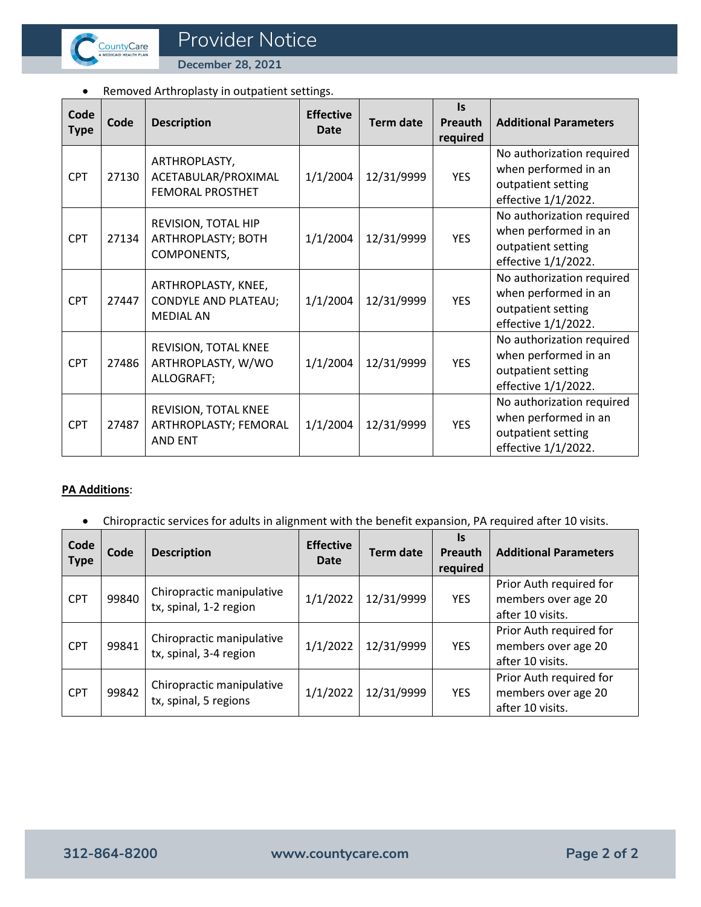- Removed Arthroplasty in outpatient settings.

| Code Type | Code | Description | Effective Date | Term date | Is Preauth required | Additional Parameters |
|---|---|---|---|---|---|---|
| CPT | 27130 | ARTHROPLASTY, ACETABULAR/PROXIMAL FEMORAL PROSTHET | 1/1/2004 | 12/31/9999 | YES | No authorization required when performed in an outpatient setting effective 1/1/2022. |
| CPT | 27134 | REVISION, TOTAL HIP ARTHROPLASTY; BOTH COMPONENTS, | 1/1/2004 | 12/31/9999 | YES | No authorization required when performed in an outpatient setting effective 1/1/2022. |
| CPT | 27447 | ARTHROPLASTY, KNEE, CONDYLE AND PLATEAU; MEDIAL AN | 1/1/2004 | 12/31/9999 | YES | No authorization required when performed in an outpatient setting effective 1/1/2022. |
| CPT | 27486 | REVISION, TOTAL KNEE ARTHROPLASTY, W/WO ALLOGRAFT; | 1/1/2004 | 12/31/9999 | YES | No authorization required when performed in an outpatient setting effective 1/1/2022. |
| CPT | 27487 | REVISION, TOTAL KNEE ARTHROPLASTY; FEMORAL AND ENT | 1/1/2004 | 12/31/9999 | YES | No authorization required when performed in an outpatient setting effective 1/1/2022. |

**PA Additions**:

- Chiropractic services for adults in alignment with the benefit expansion, PA required after 10 visits.

| Code Type | Code | Description | Effective Date | Term date | Is Preauth required | Additional Parameters |
|---|---|---|---|---|---|---|
| CPT | 99840 | Chiropractic manipulative tx, spinal, 1-2 region | 1/1/2022 | 12/31/9999 | YES | Prior Auth required for members over age 20 after 10 visits. |
| CPT | 99841 | Chiropractic manipulative tx, spinal, 3-4 region | 1/1/2022 | 12/31/9999 | YES | Prior Auth required for members over age 20 after 10 visits. |
| CPT | 99842 | Chiropractic manipulative tx, spinal, 5 regions | 1/1/2022 | 12/31/9999 | YES | Prior Auth required for members over age 20 after 10 visits. |